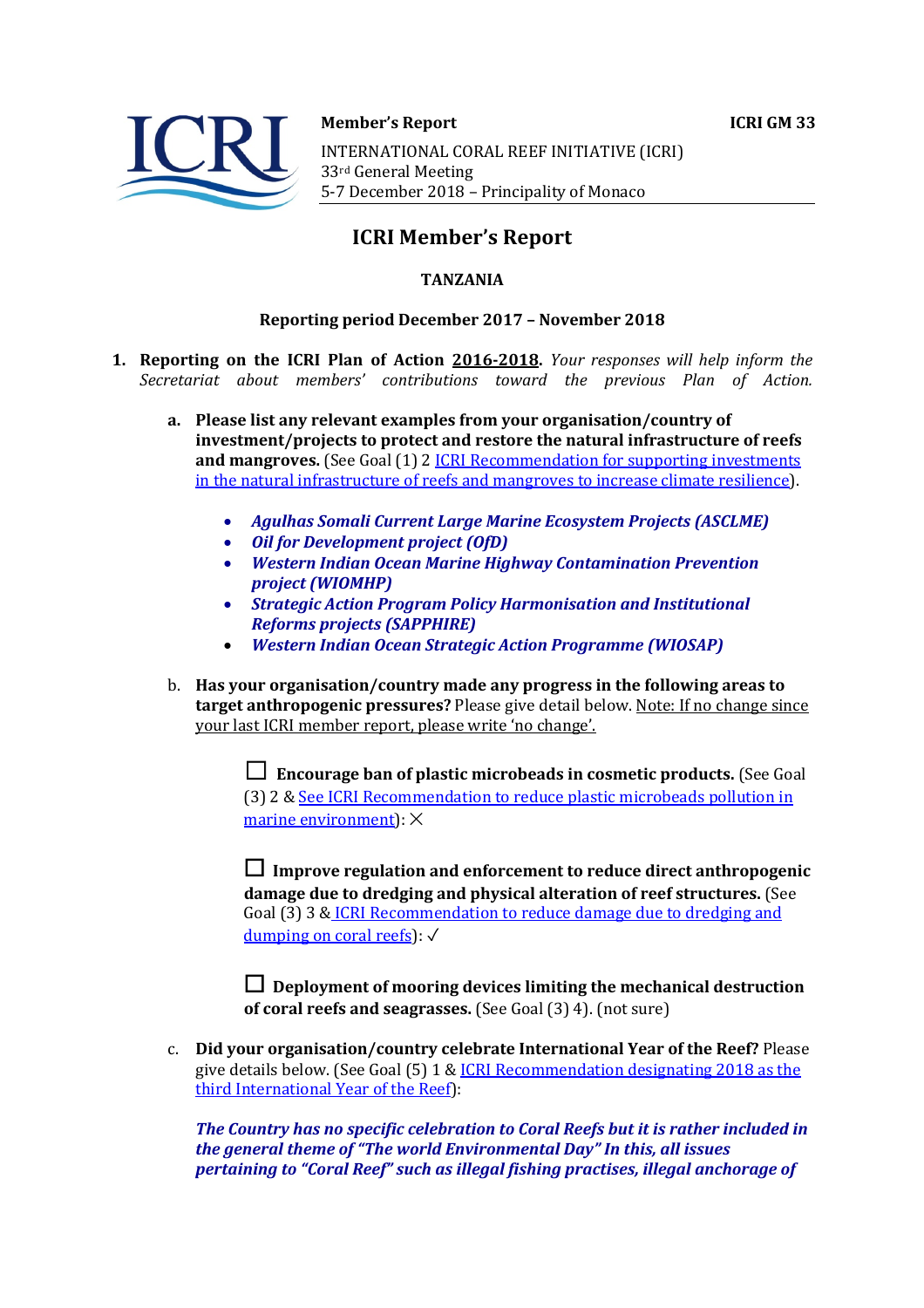**Member's Report** **ICRI GM 33**

INTERNATIONAL CORAL REEF INITIATIVE (ICRI)
33rd General Meeting
5-7 December 2018 – Principality of Monaco

# ICRI Member's Report

## TANZANIA

### Reporting period December 2017 – November 2018

1. **Reporting on the ICRI Plan of Action 2016-2018.** *Your responses will help inform the Secretariat about members' contributions toward the previous Plan of Action.*

   a. **Please list any relevant examples from your organisation/country of investment/projects to protect and restore the natural infrastructure of reefs and mangroves.** (See Goal (1) 2 ICRI Recommendation for supporting investments in the natural infrastructure of reefs and mangroves to increase climate resilience).

   - ***Agulhas Somali Current Large Marine Ecosystem Projects (ASCLME)***
   - ***Oil for Development project (OfD)***
   - ***Western Indian Ocean Marine Highway Contamination Prevention project (WIOMHP)***
   - ***Strategic Action Program Policy Harmonisation and Institutional Reforms projects (SAPPHIRE)***
   - ***Western Indian Ocean Strategic Action Programme (WIOSAP)***

   b. **Has your organisation/country made any progress in the following areas to target anthropogenic pressures?** Please give detail below. Note: If no change since your last ICRI member report, please write 'no change'.

   ☐ **Encourage ban of plastic microbeads in cosmetic products.** (See Goal (3) 2 & See ICRI Recommendation to reduce plastic microbeads pollution in marine environment): ✕

   ☐ **Improve regulation and enforcement to reduce direct anthropogenic damage due to dredging and physical alteration of reef structures.** (See Goal (3) 3 & ICRI Recommendation to reduce damage due to dredging and dumping on coral reefs): ✓

   ☐ **Deployment of mooring devices limiting the mechanical destruction of coral reefs and seagrasses.** (See Goal (3) 4). (not sure)

   c. **Did your organisation/country celebrate International Year of the Reef?** Please give details below. (See Goal (5) 1 & ICRI Recommendation designating 2018 as the third International Year of the Reef):

   ***The Country has no specific celebration to Coral Reefs but it is rather included in the general theme of "The world Environmental Day" In this, all issues pertaining to "Coral Reef" such as illegal fishing practises, illegal anchorage of***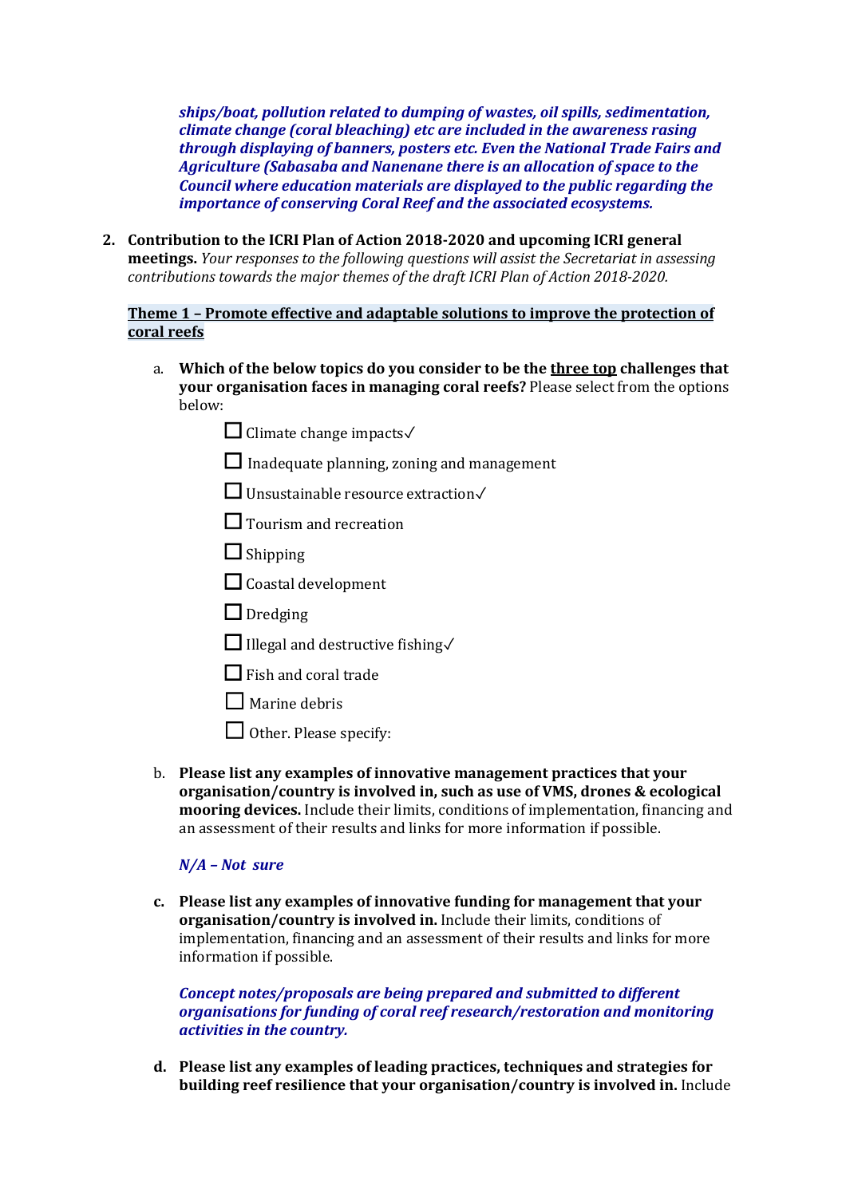***ships/boat, pollution related to dumping of wastes, oil spills, sedimentation, climate change (coral bleaching) etc are included in the awareness raising through displaying of banners, posters etc. Even the National Trade Fairs and Agriculture (Sabasaba and Nanenane there is an allocation of space to the Council where education materials are displayed to the public regarding the importance of conserving Coral Reef and the associated ecosystems.***

2. **Contribution to the ICRI Plan of Action 2018-2020 and upcoming ICRI general meetings.** *Your responses to the following questions will assist the Secretariat in assessing contributions towards the major themes of the draft ICRI Plan of Action 2018-2020.*

**Theme 1 – Promote effective and adaptable solutions to improve the protection of coral reefs**

a. **Which of the below topics do you consider to be the three top challenges that your organisation faces in managing coral reefs?** Please select from the options below:

- ☐ Climate change impacts✓
- ☐ Inadequate planning, zoning and management
- ☐ Unsustainable resource extraction✓
- ☐ Tourism and recreation
- ☐ Shipping
- ☐ Coastal development
- ☐ Dredging
- ☐ Illegal and destructive fishing✓
- ☐ Fish and coral trade
- ☐ Marine debris
- ☐ Other. Please specify:

b. **Please list any examples of innovative management practices that your organisation/country is involved in, such as use of VMS, drones & ecological mooring devices.** Include their limits, conditions of implementation, financing and an assessment of their results and links for more information if possible.

***N/A – Not sure***

c. **Please list any examples of innovative funding for management that your organisation/country is involved in.** Include their limits, conditions of implementation, financing and an assessment of their results and links for more information if possible.

***Concept notes/proposals are being prepared and submitted to different organisations for funding of coral reef research/restoration and monitoring activities in the country.***

d. **Please list any examples of leading practices, techniques and strategies for building reef resilience that your organisation/country is involved in.** Include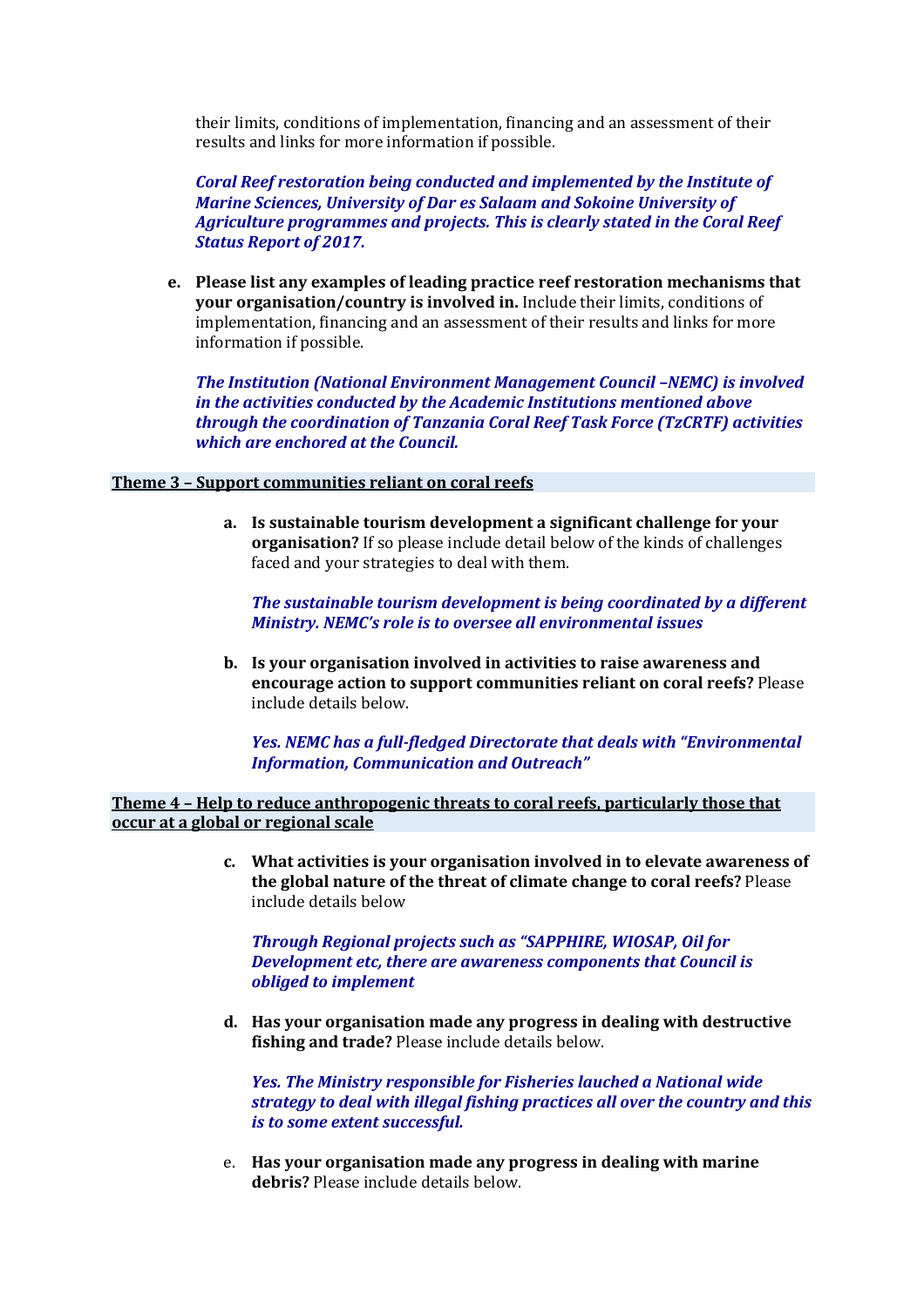their limits, conditions of implementation, financing and an assessment of their results and links for more information if possible.

***Coral Reef restoration being conducted and implemented by the Institute of Marine Sciences, University of Dar es Salaam and Sokoine University of Agriculture programmes and projects. This is clearly stated in the Coral Reef Status Report of 2017.***

**e. Please list any examples of leading practice reef restoration mechanisms that your organisation/country is involved in.** Include their limits, conditions of implementation, financing and an assessment of their results and links for more information if possible.

***The Institution (National Environment Management Council –NEMC) is involved in the activities conducted by the Academic Institutions mentioned above through the coordination of Tanzania Coral Reef Task Force (TzCRTF) activities which are enchored at the Council.***

## Theme 3 – Support communities reliant on coral reefs

**a. Is sustainable tourism development a significant challenge for your organisation?** If so please include detail below of the kinds of challenges faced and your strategies to deal with them.

***The sustainable tourism development is being coordinated by a different Ministry. NEMC's role is to oversee all environmental issues***

**b. Is your organisation involved in activities to raise awareness and encourage action to support communities reliant on coral reefs?** Please include details below.

***Yes. NEMC has a full-fledged Directorate that deals with "Environmental Information, Communication and Outreach"***

## Theme 4 – Help to reduce anthropogenic threats to coral reefs, particularly those that occur at a global or regional scale

**c. What activities is your organisation involved in to elevate awareness of the global nature of the threat of climate change to coral reefs?** Please include details below

***Through Regional projects such as "SAPPHIRE, WIOSAP, Oil for Development etc, there are awareness components that Council is obliged to implement***

**d. Has your organisation made any progress in dealing with destructive fishing and trade?** Please include details below.

***Yes. The Ministry responsible for Fisheries lauched a National wide strategy to deal with illegal fishing practices all over the country and this is to some extent successful.***

e. **Has your organisation made any progress in dealing with marine debris?** Please include details below.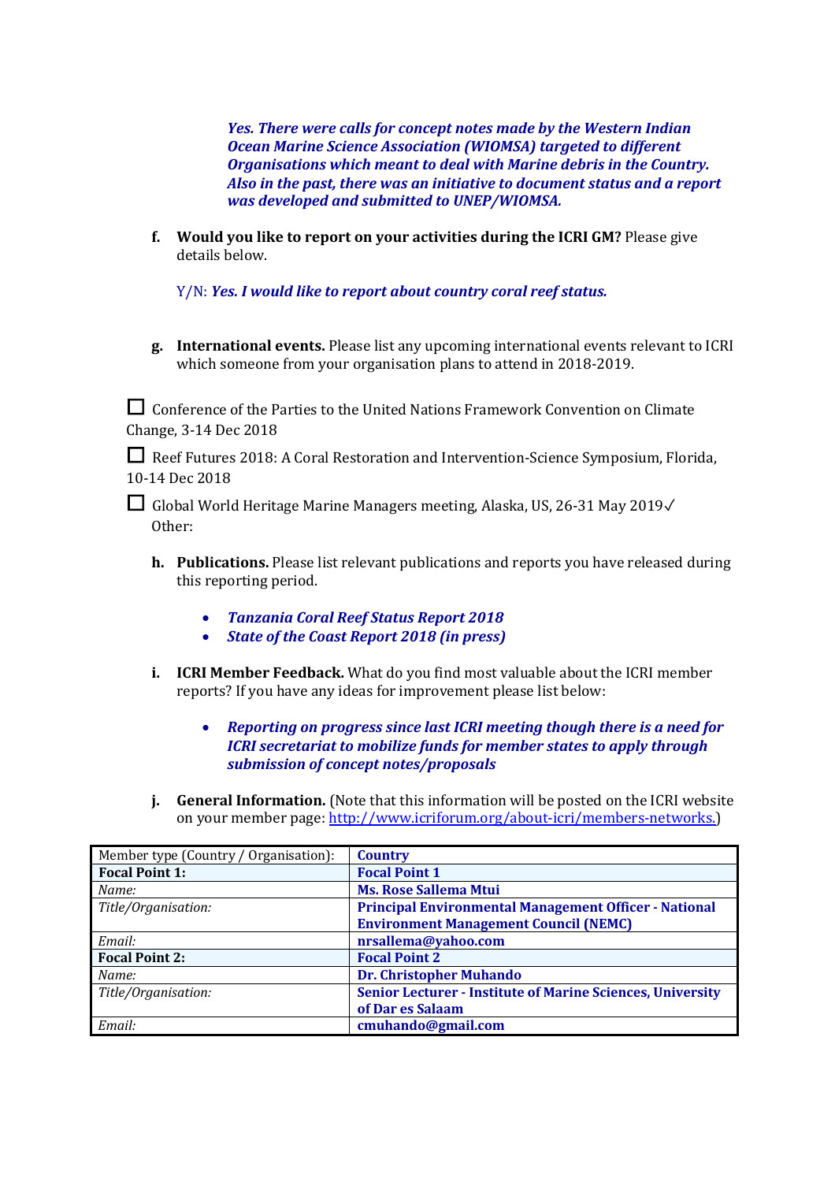***Yes. There were calls for concept notes made by the Western Indian Ocean Marine Science Association (WIOMSA) targeted to different Organisations which meant to deal with Marine debris in the Country. Also in the past, there was an initiative to document status and a report was developed and submitted to UNEP/WIOMSA.***

**f. Would you like to report on your activities during the ICRI GM?** Please give details below.

Y/N: ***Yes. I would like to report about country coral reef status.***

**g. International events.** Please list any upcoming international events relevant to ICRI which someone from your organisation plans to attend in 2018-2019.

☐ Conference of the Parties to the United Nations Framework Convention on Climate Change, 3-14 Dec 2018

☐ Reef Futures 2018: A Coral Restoration and Intervention-Science Symposium, Florida, 10-14 Dec 2018

☐ Global World Heritage Marine Managers meeting, Alaska, US, 26-31 May 2019✓

Other:

**h. Publications.** Please list relevant publications and reports you have released during this reporting period.

- ***Tanzania Coral Reef Status Report 2018***
- ***State of the Coast Report 2018 (in press)***

**i. ICRI Member Feedback.** What do you find most valuable about the ICRI member reports? If you have any ideas for improvement please list below:

- ***Reporting on progress since last ICRI meeting though there is a need for ICRI secretariat to mobilize funds for member states to apply through submission of concept notes/proposals***

**j. General Information.** (Note that this information will be posted on the ICRI website on your member page: http://www.icriforum.org/about-icri/members-networks.)

| Member type (Country / Organisation): | **Country** |
|---|---|
| **Focal Point 1:** | **Focal Point 1** |
| *Name:* | **Ms. Rose Sallema Mtui** |
| *Title/Organisation:* | **Principal Environmental Management Officer - National Environment Management Council (NEMC)** |
| *Email:* | **nrsallema@yahoo.com** |
| **Focal Point 2:** | **Focal Point 2** |
| *Name:* | **Dr. Christopher Muhando** |
| *Title/Organisation:* | **Senior Lecturer - Institute of Marine Sciences, University of Dar es Salaam** |
| *Email:* | **cmuhando@gmail.com** |